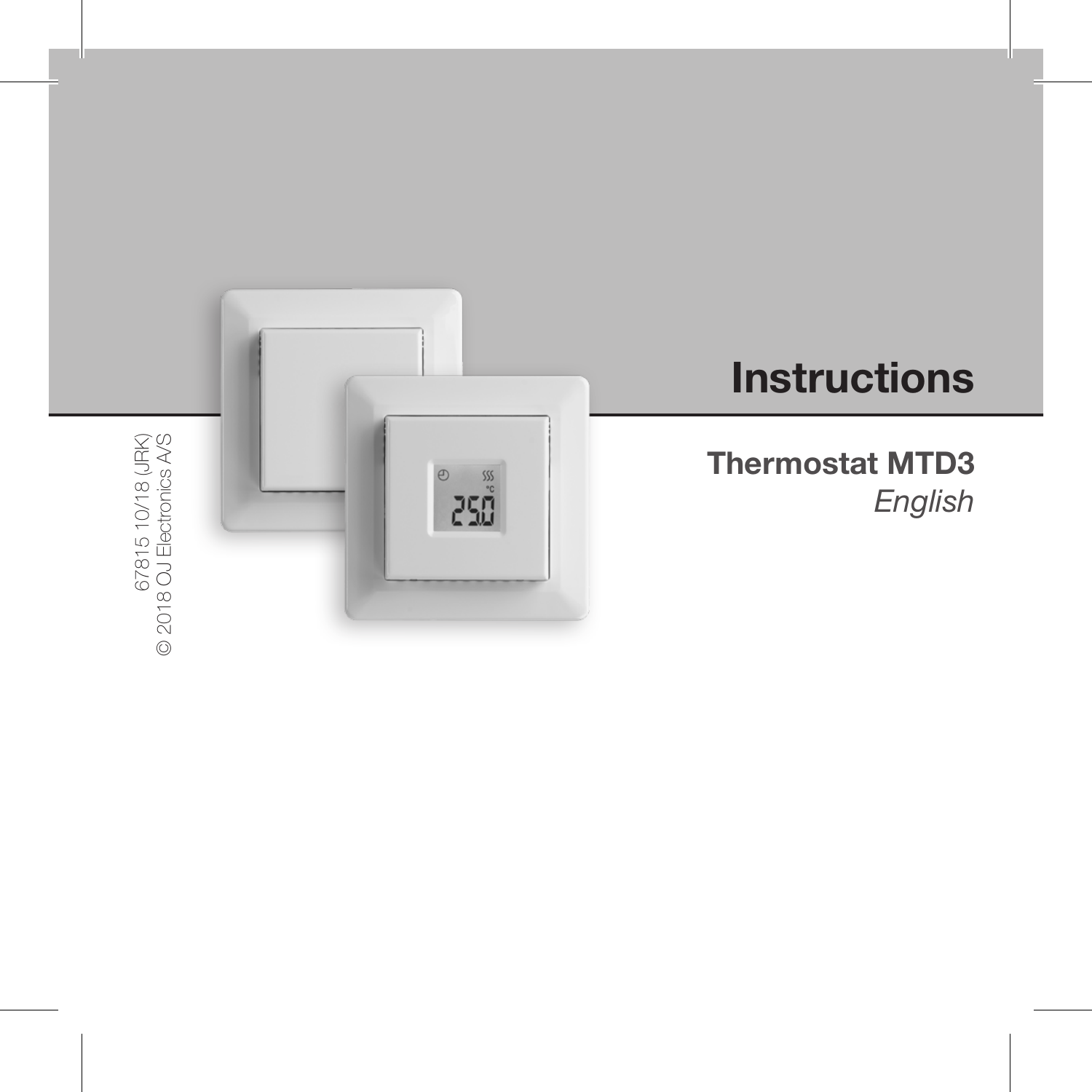# Instructions

## Thermostat MTD3

*English*

67815 10/18 (JRK)
© 2018 OJ Electronics A/S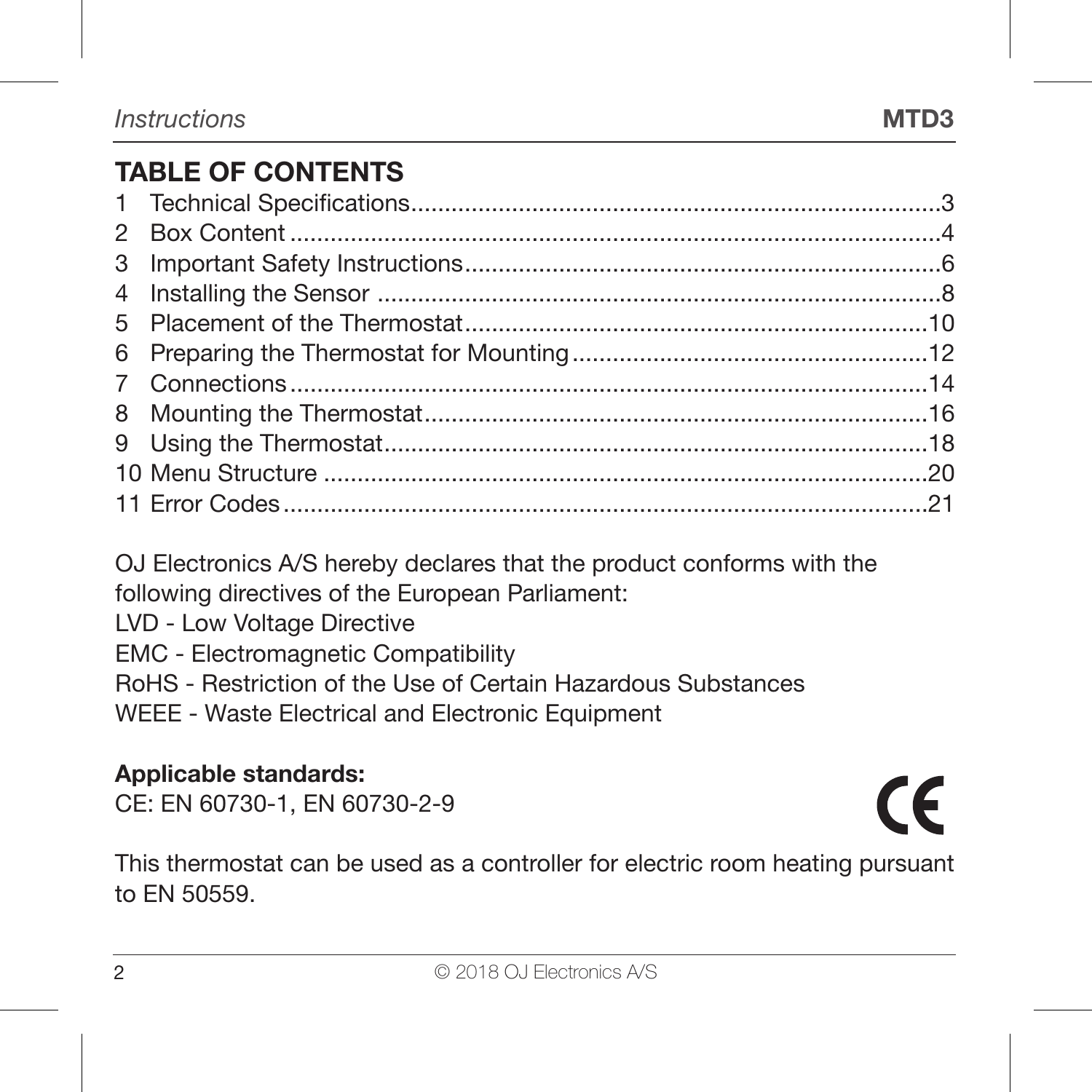## TABLE OF CONTENTS

1 Technical Specifications....3
2 Box Content....4
3 Important Safety Instructions....6
4 Installing the Sensor....8
5 Placement of the Thermostat....10
6 Preparing the Thermostat for Mounting....12
7 Connections....14
8 Mounting the Thermostat....16
9 Using the Thermostat....18
10 Menu Structure....20
11 Error Codes....21

OJ Electronics A/S hereby declares that the product conforms with the following directives of the European Parliament:
LVD - Low Voltage Directive
EMC - Electromagnetic Compatibility
RoHS - Restriction of the Use of Certain Hazardous Substances
WEEE - Waste Electrical and Electronic Equipment

**Applicable standards:**
CE: EN 60730-1, EN 60730-2-9

CE

This thermostat can be used as a controller for electric room heating pursuant to EN 50559.

© 2018 OJ Electronics A/S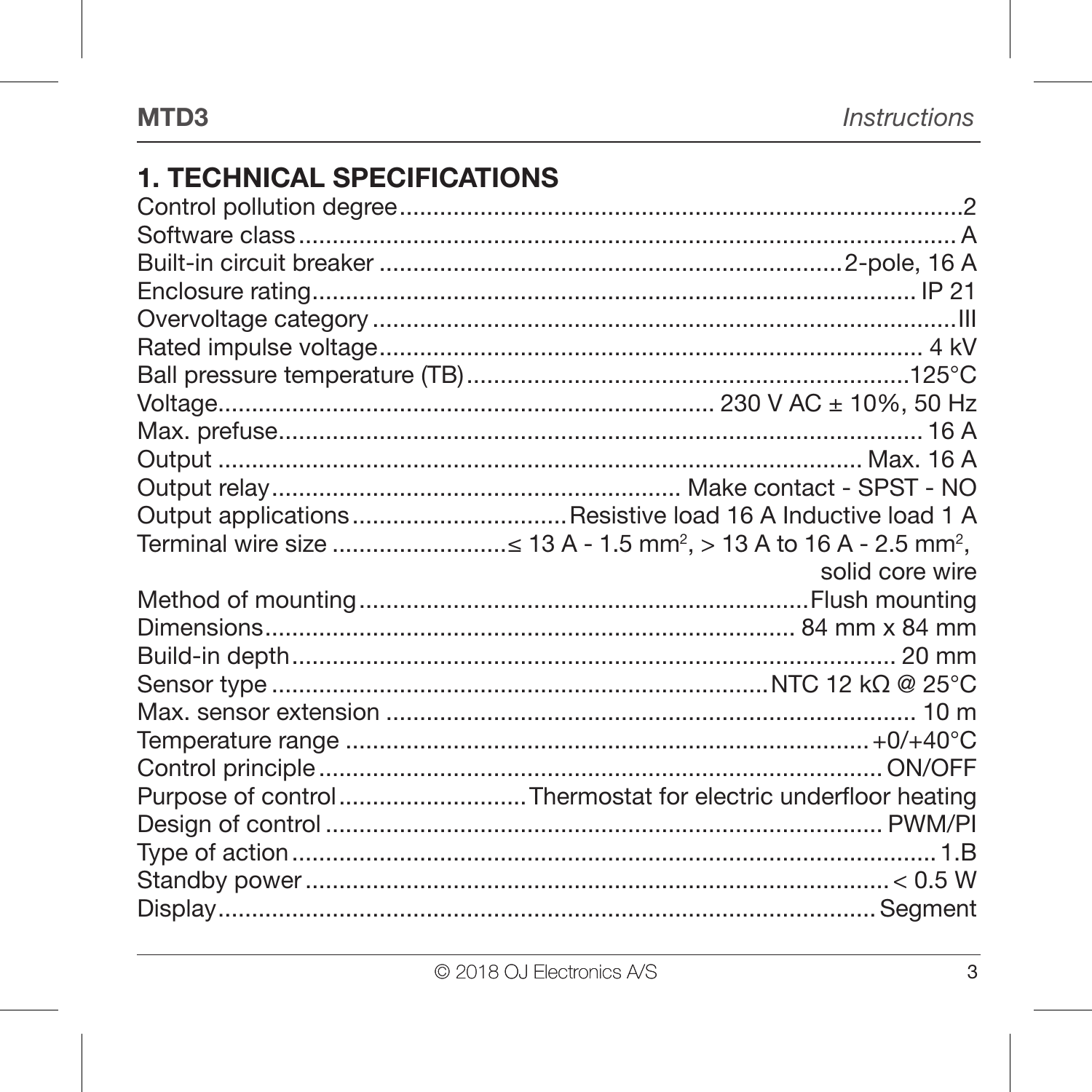## 1. TECHNICAL SPECIFICATIONS

| Specification | Value |
|---|---|
| Control pollution degree | 2 |
| Software class | A |
| Built-in circuit breaker | 2-pole, 16 A |
| Enclosure rating | IP 21 |
| Overvoltage category | III |
| Rated impulse voltage | 4 kV |
| Ball pressure temperature (TB) | 125°C |
| Voltage | 230 V AC ± 10%, 50 Hz |
| Max. prefuse | 16 A |
| Output | Max. 16 A |
| Output relay | Make contact - SPST - NO |
| Output applications | Resistive load 16 A Inductive load 1 A |
| Terminal wire size | ≤ 13 A - 1.5 mm², > 13 A to 16 A - 2.5 mm², solid core wire |
| Method of mounting | Flush mounting |
| Dimensions | 84 mm x 84 mm |
| Build-in depth | 20 mm |
| Sensor type | NTC 12 kΩ @ 25°C |
| Max. sensor extension | 10 m |
| Temperature range | +0/+40°C |
| Control principle | ON/OFF |
| Purpose of control | Thermostat for electric underfloor heating |
| Design of control | PWM/PI |
| Type of action | 1.B |
| Standby power | < 0.5 W |
| Display | Segment |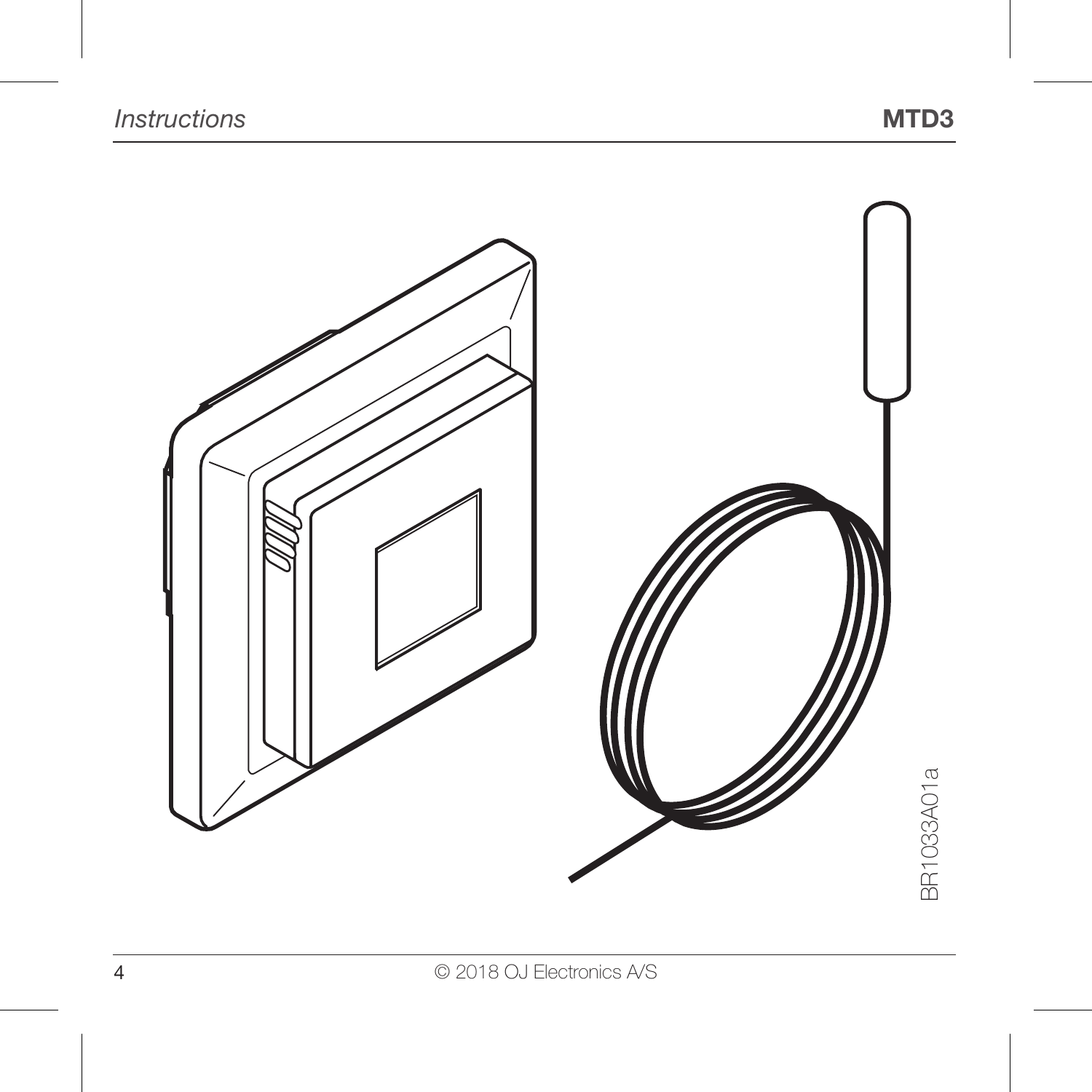BR1033A01a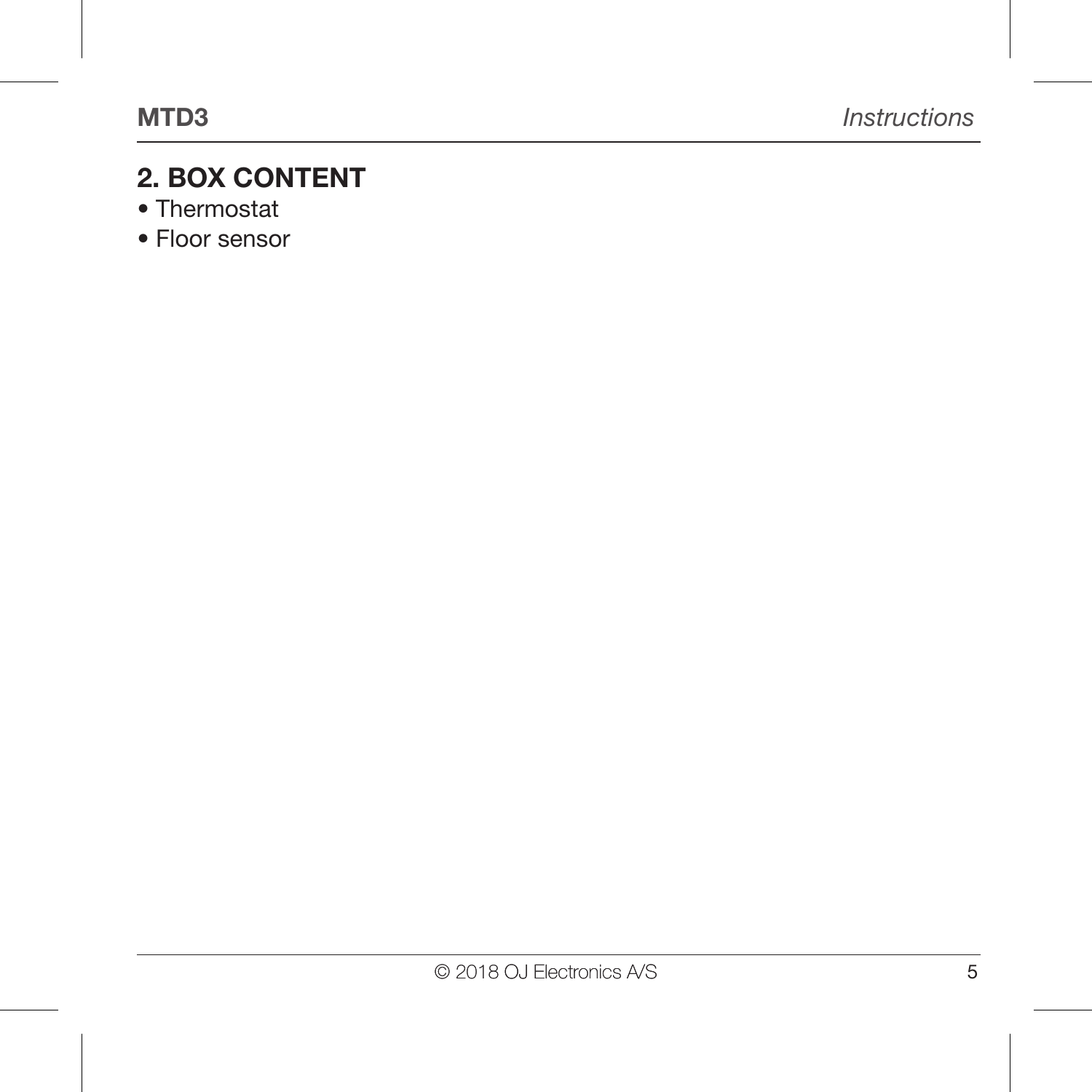## 2. BOX CONTENT

- Thermostat
- Floor sensor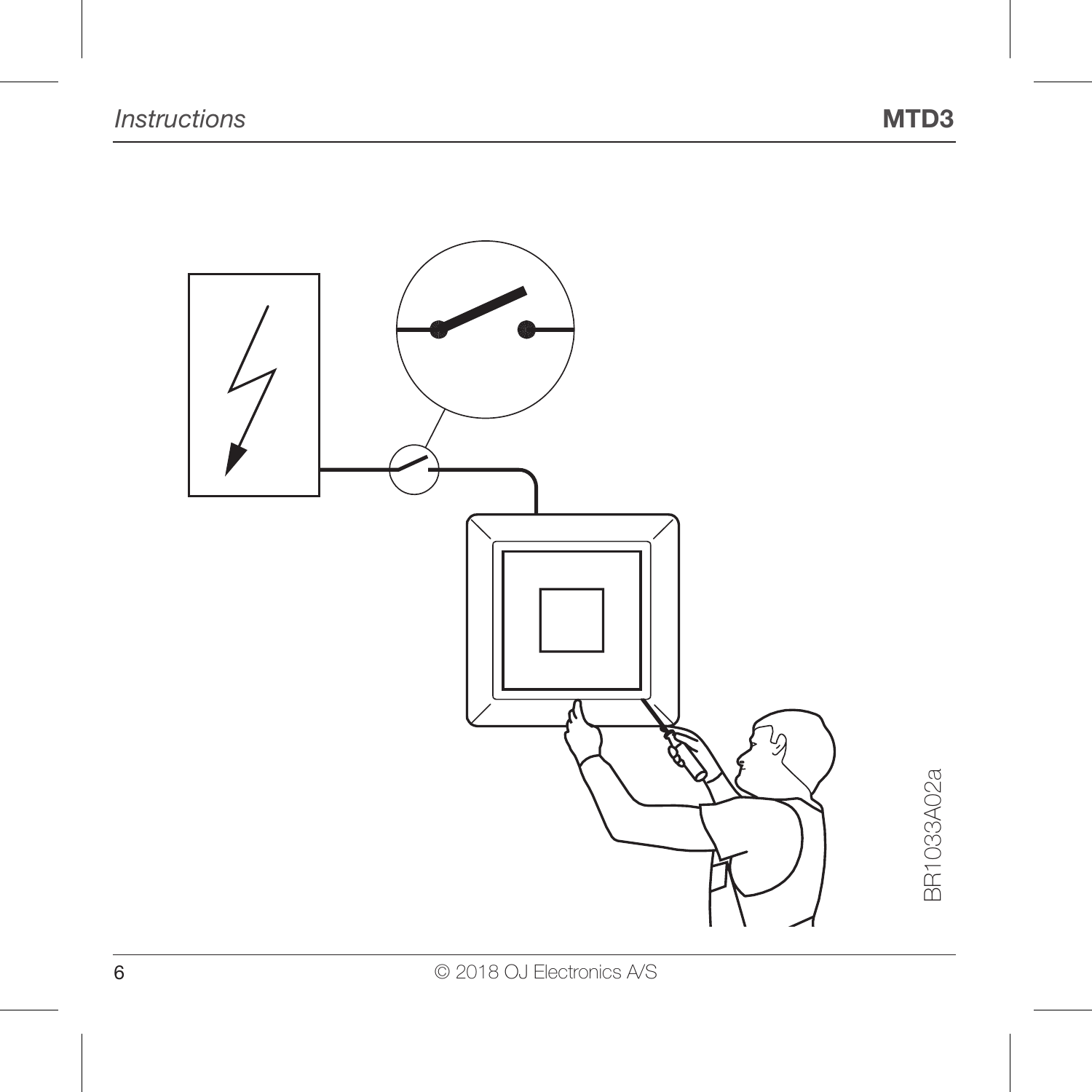BR1033A02a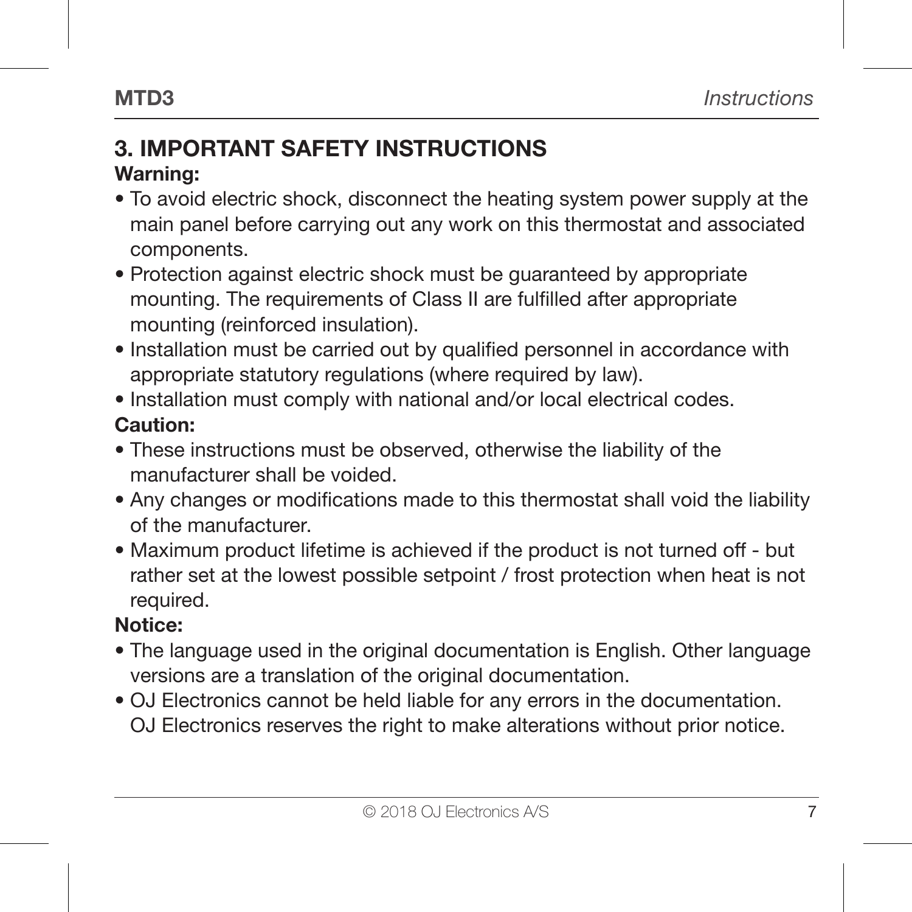## 3. IMPORTANT SAFETY INSTRUCTIONS

**Warning:**

- To avoid electric shock, disconnect the heating system power supply at the main panel before carrying out any work on this thermostat and associated components.
- Protection against electric shock must be guaranteed by appropriate mounting. The requirements of Class II are fulfilled after appropriate mounting (reinforced insulation).
- Installation must be carried out by qualified personnel in accordance with appropriate statutory regulations (where required by law).
- Installation must comply with national and/or local electrical codes.

**Caution:**

- These instructions must be observed, otherwise the liability of the manufacturer shall be voided.
- Any changes or modifications made to this thermostat shall void the liability of the manufacturer.
- Maximum product lifetime is achieved if the product is not turned off - but rather set at the lowest possible setpoint / frost protection when heat is not required.

**Notice:**

- The language used in the original documentation is English. Other language versions are a translation of the original documentation.
- OJ Electronics cannot be held liable for any errors in the documentation. OJ Electronics reserves the right to make alterations without prior notice.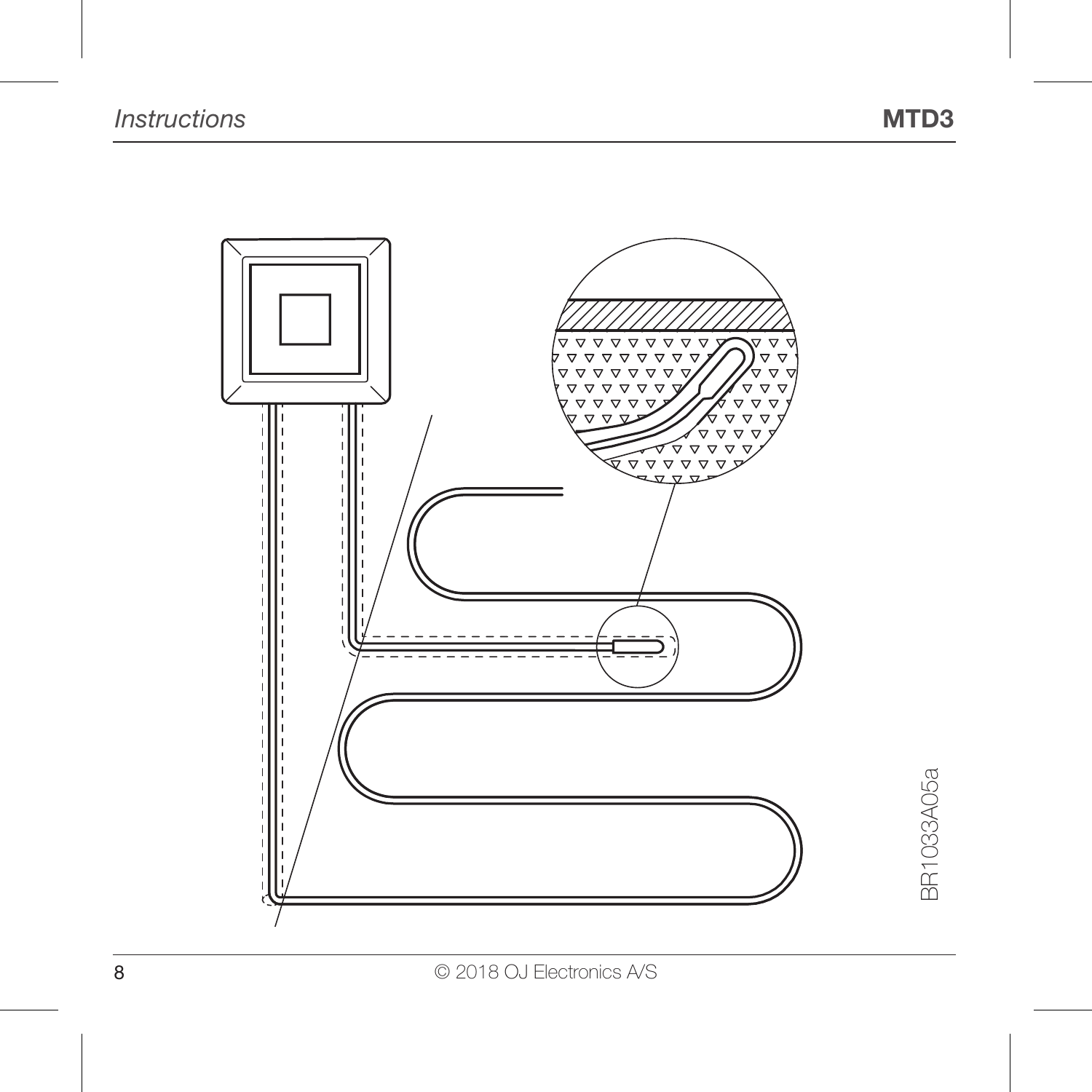BR1033A05a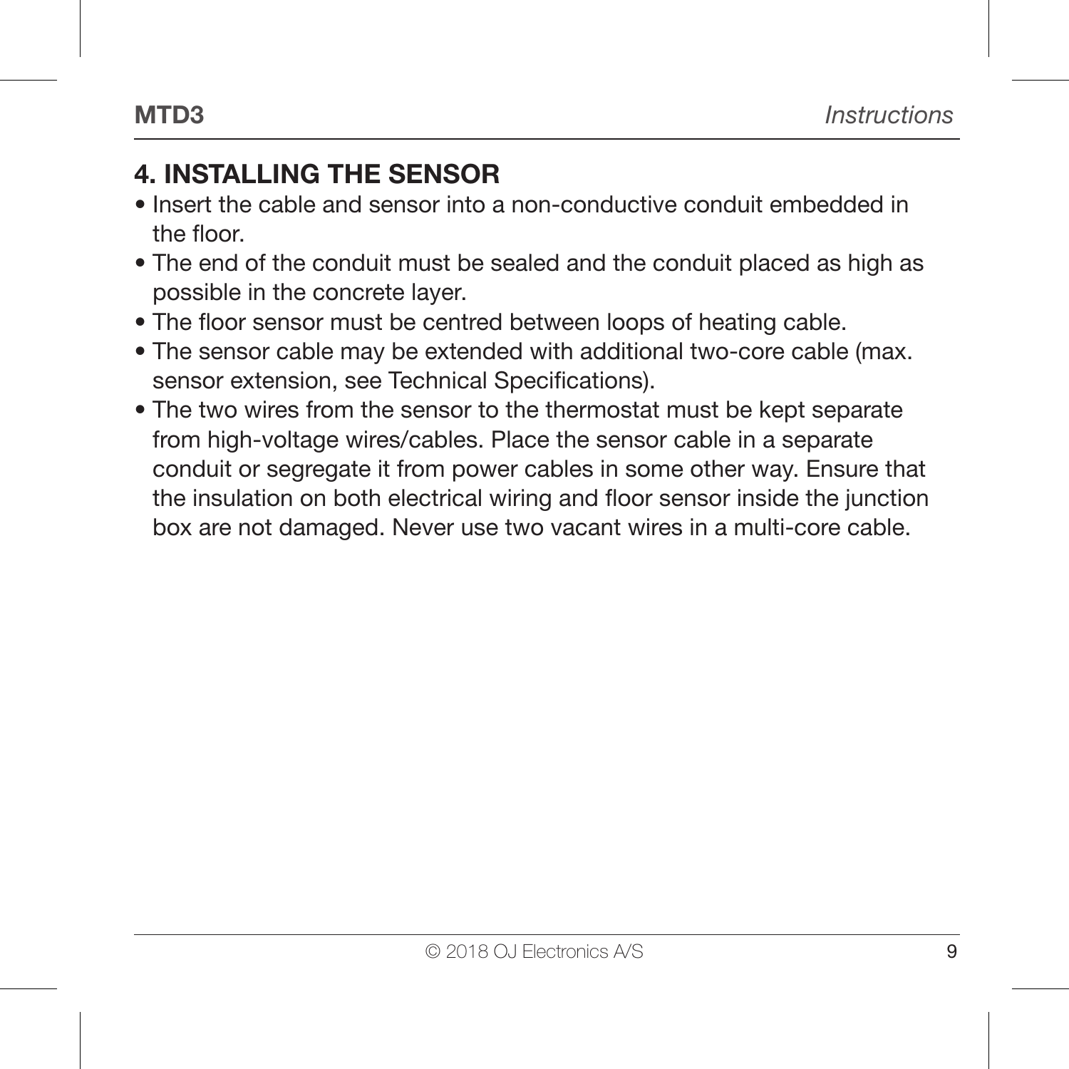## 4. INSTALLING THE SENSOR

- Insert the cable and sensor into a non-conductive conduit embedded in the floor.
- The end of the conduit must be sealed and the conduit placed as high as possible in the concrete layer.
- The floor sensor must be centred between loops of heating cable.
- The sensor cable may be extended with additional two-core cable (max. sensor extension, see Technical Specifications).
- The two wires from the sensor to the thermostat must be kept separate from high-voltage wires/cables. Place the sensor cable in a separate conduit or segregate it from power cables in some other way. Ensure that the insulation on both electrical wiring and floor sensor inside the junction box are not damaged. Never use two vacant wires in a multi-core cable.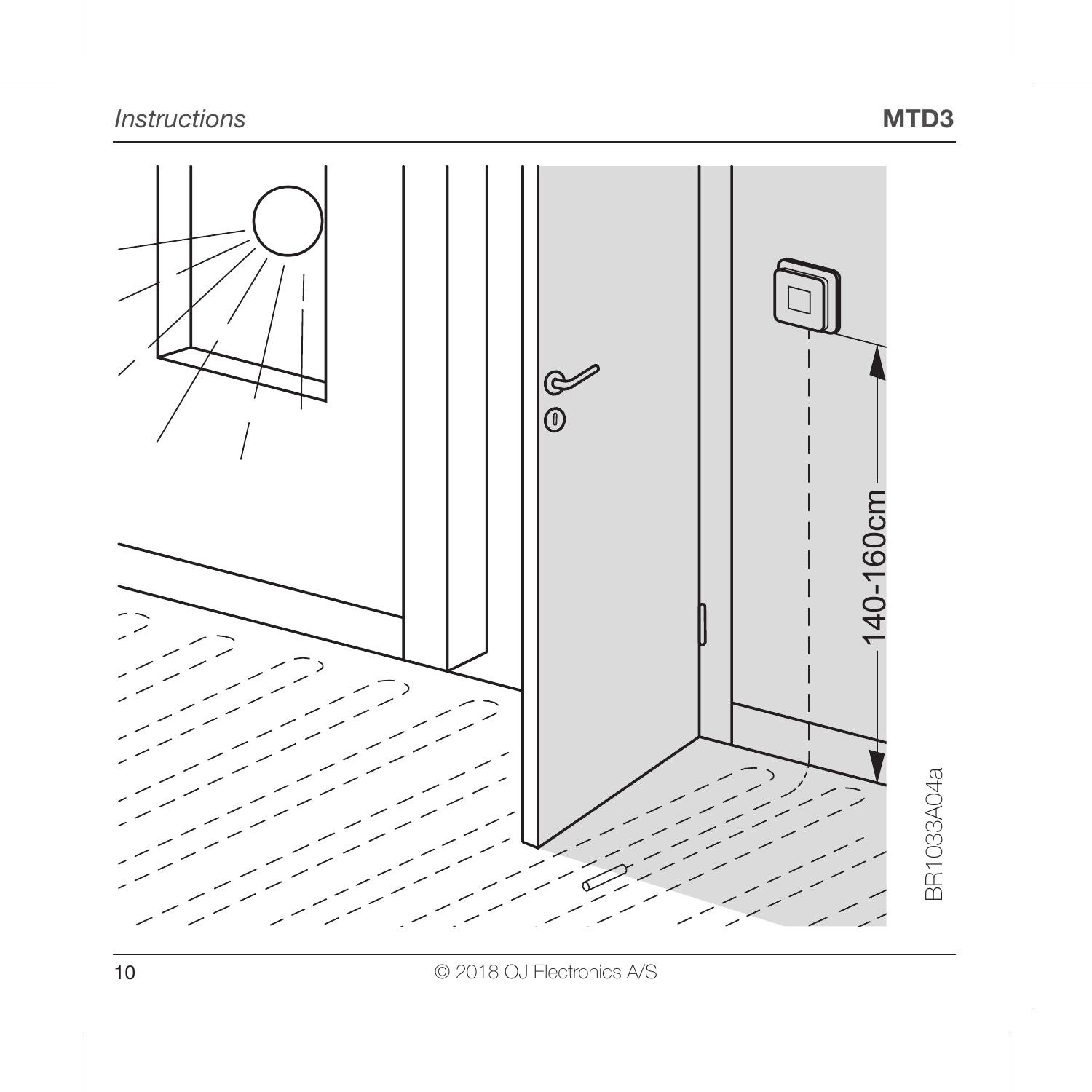140-160cm

BR1033A04a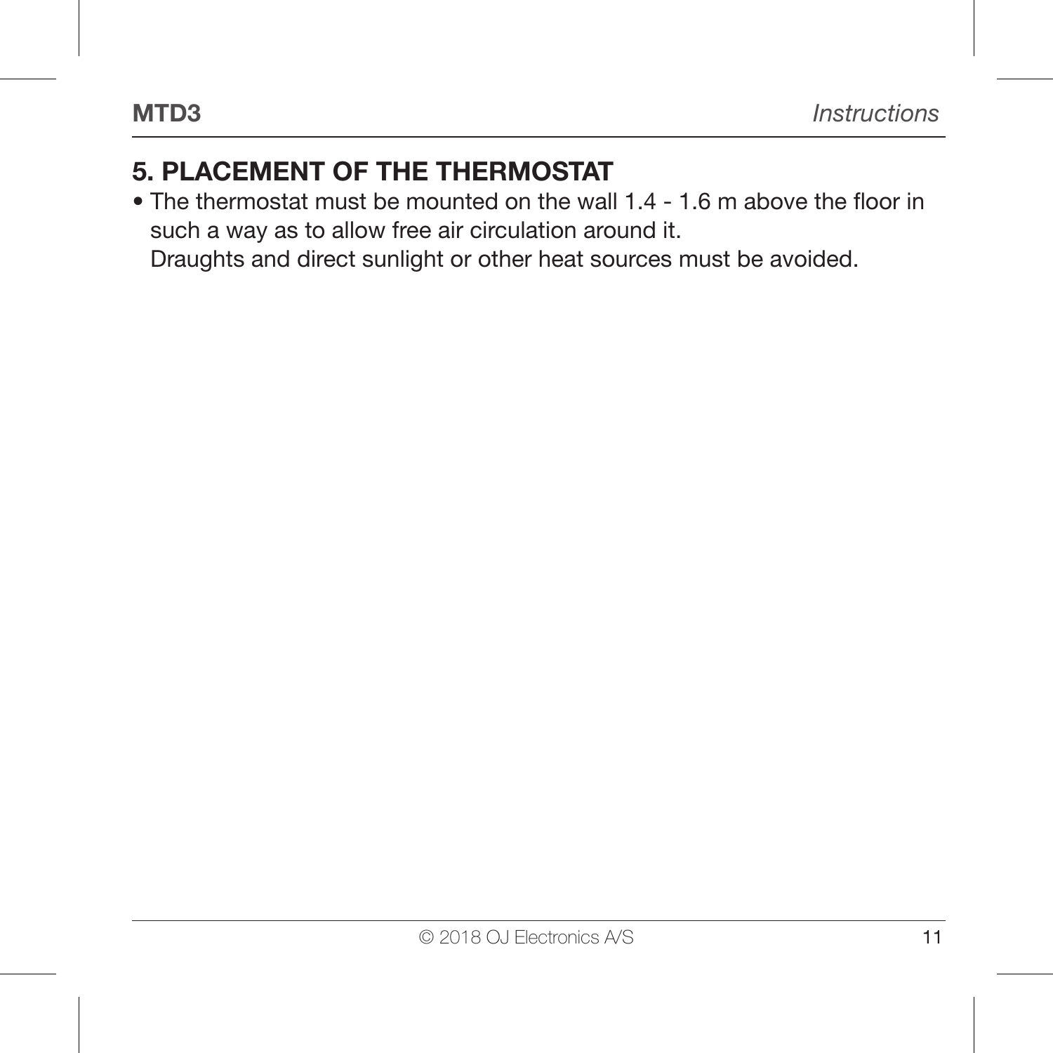## 5. PLACEMENT OF THE THERMOSTAT

- The thermostat must be mounted on the wall 1.4 - 1.6 m above the floor in such a way as to allow free air circulation around it.
  Draughts and direct sunlight or other heat sources must be avoided.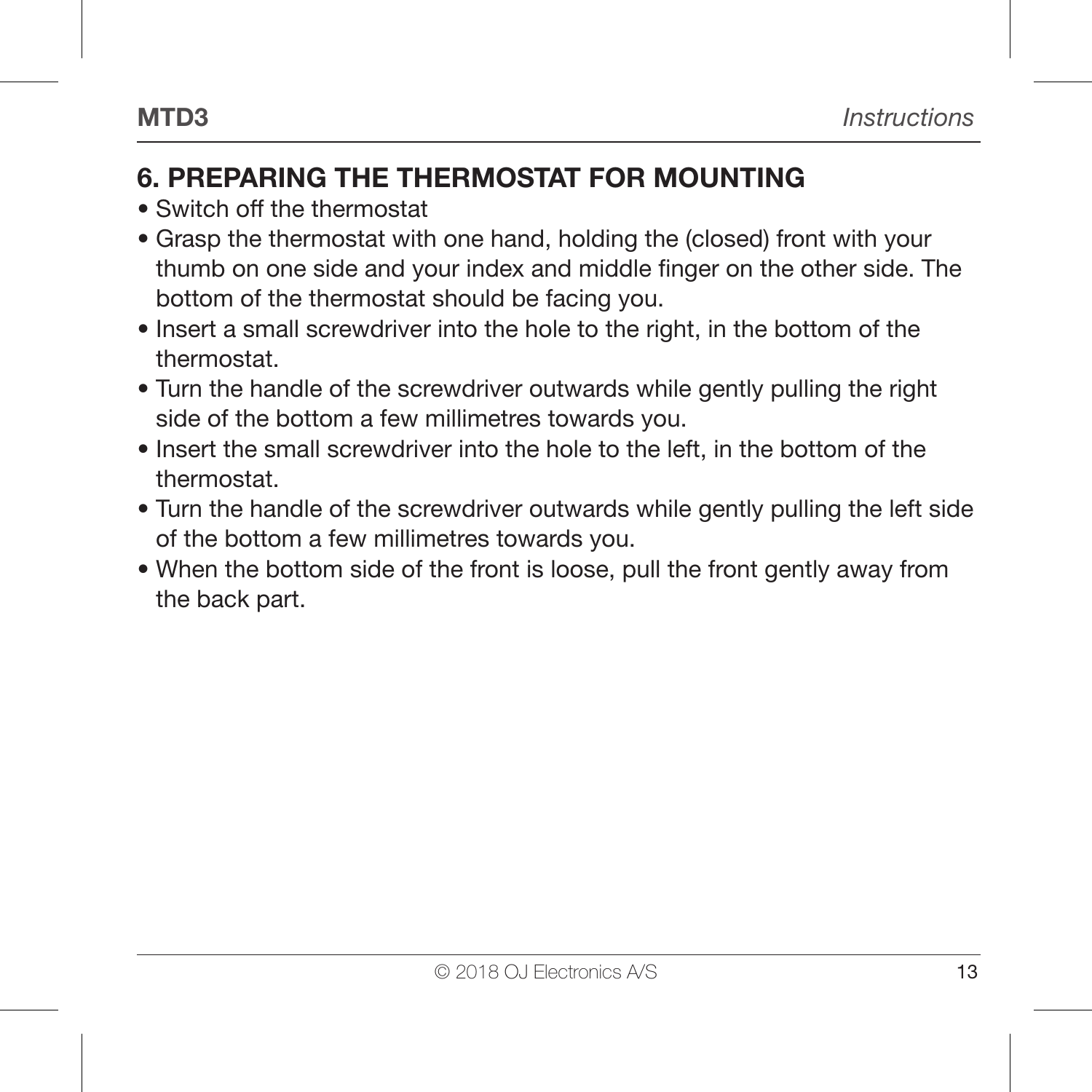## 6. PREPARING THE THERMOSTAT FOR MOUNTING

- Switch off the thermostat
- Grasp the thermostat with one hand, holding the (closed) front with your thumb on one side and your index and middle finger on the other side. The bottom of the thermostat should be facing you.
- Insert a small screwdriver into the hole to the right, in the bottom of the thermostat.
- Turn the handle of the screwdriver outwards while gently pulling the right side of the bottom a few millimetres towards you.
- Insert the small screwdriver into the hole to the left, in the bottom of the thermostat.
- Turn the handle of the screwdriver outwards while gently pulling the left side of the bottom a few millimetres towards you.
- When the bottom side of the front is loose, pull the front gently away from the back part.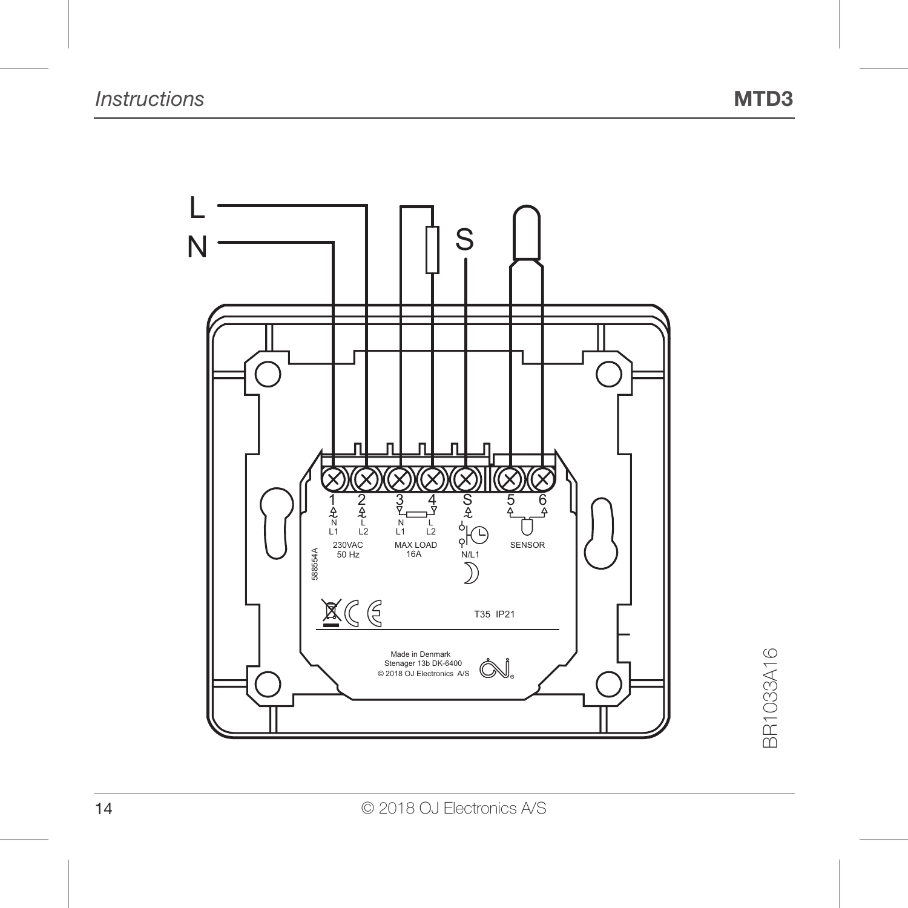L

N

S

1 2 3 4 S 5 6

N L1 L L2 N L1 L L2

230VAC 50 Hz

MAX LOAD 16A

N/L1

SENSOR

588554A

T35 IP21

Made in Denmark
Stenager 13b DK-6400
© 2018 OJ Electronics A/S

BR1033A16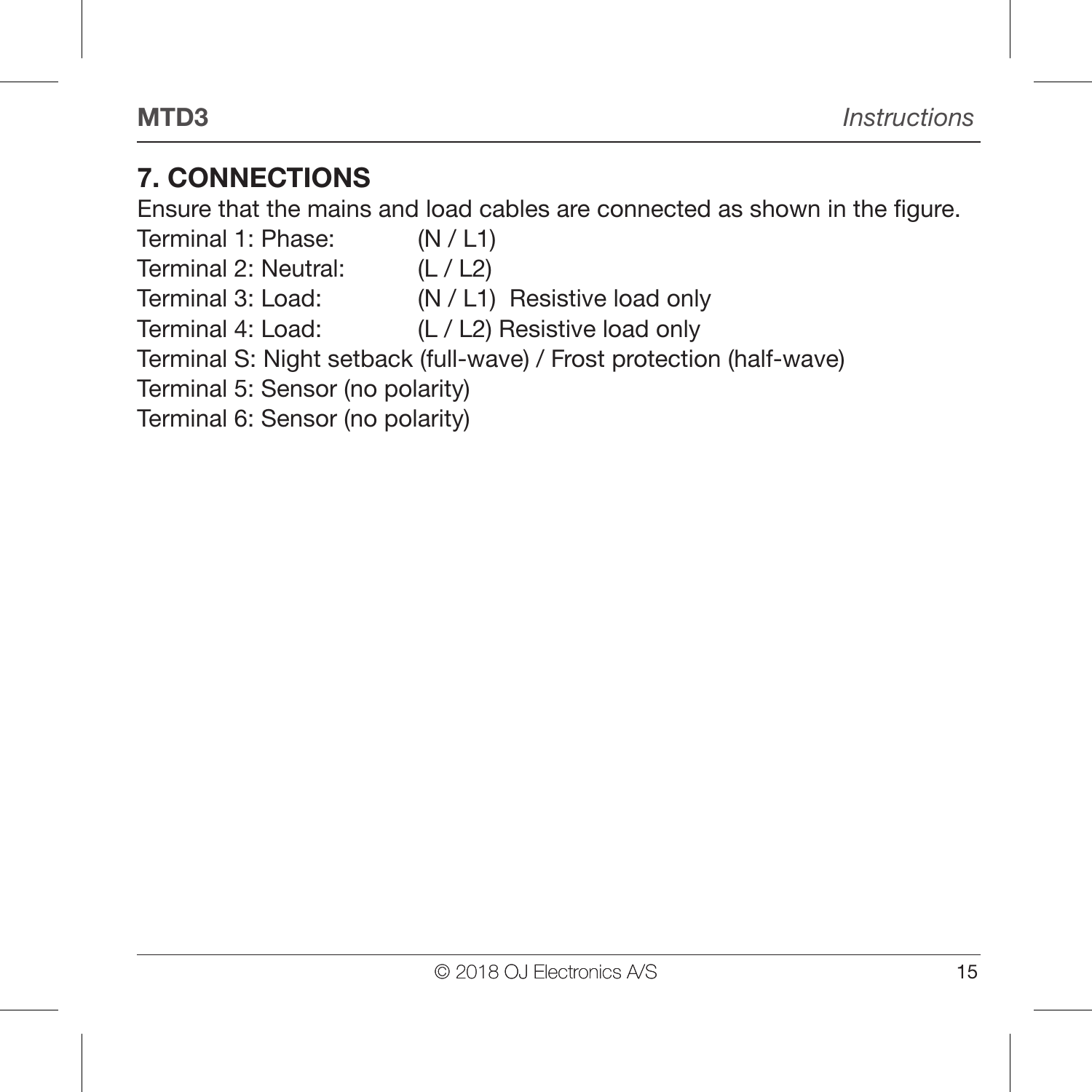## 7. CONNECTIONS

Ensure that the mains and load cables are connected as shown in the figure.

Terminal 1: Phase: (N / L1)
Terminal 2: Neutral: (L / L2)
Terminal 3: Load: (N / L1) Resistive load only
Terminal 4: Load: (L / L2) Resistive load only
Terminal S: Night setback (full-wave) / Frost protection (half-wave)
Terminal 5: Sensor (no polarity)
Terminal 6: Sensor (no polarity)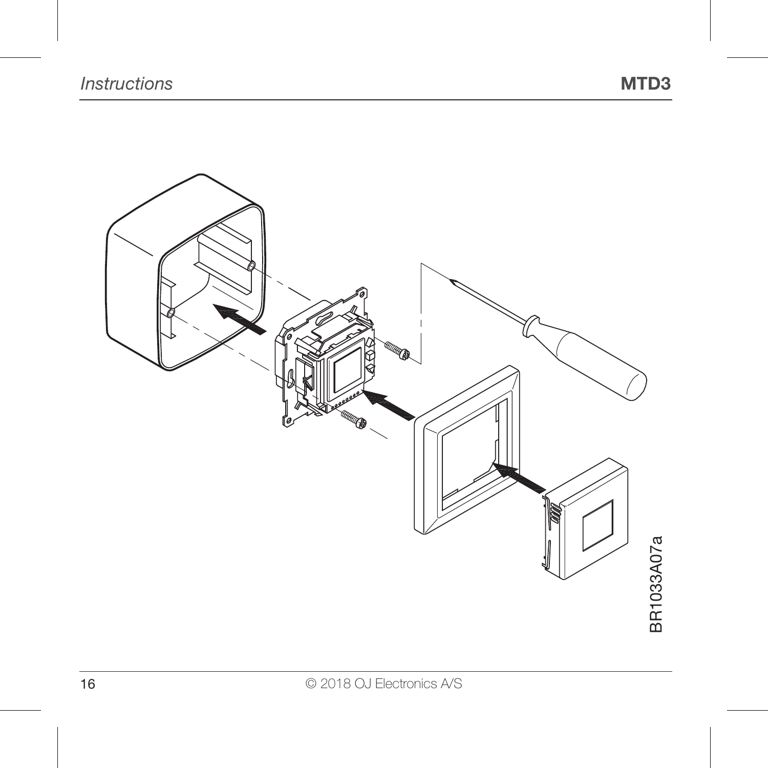BR1033A07a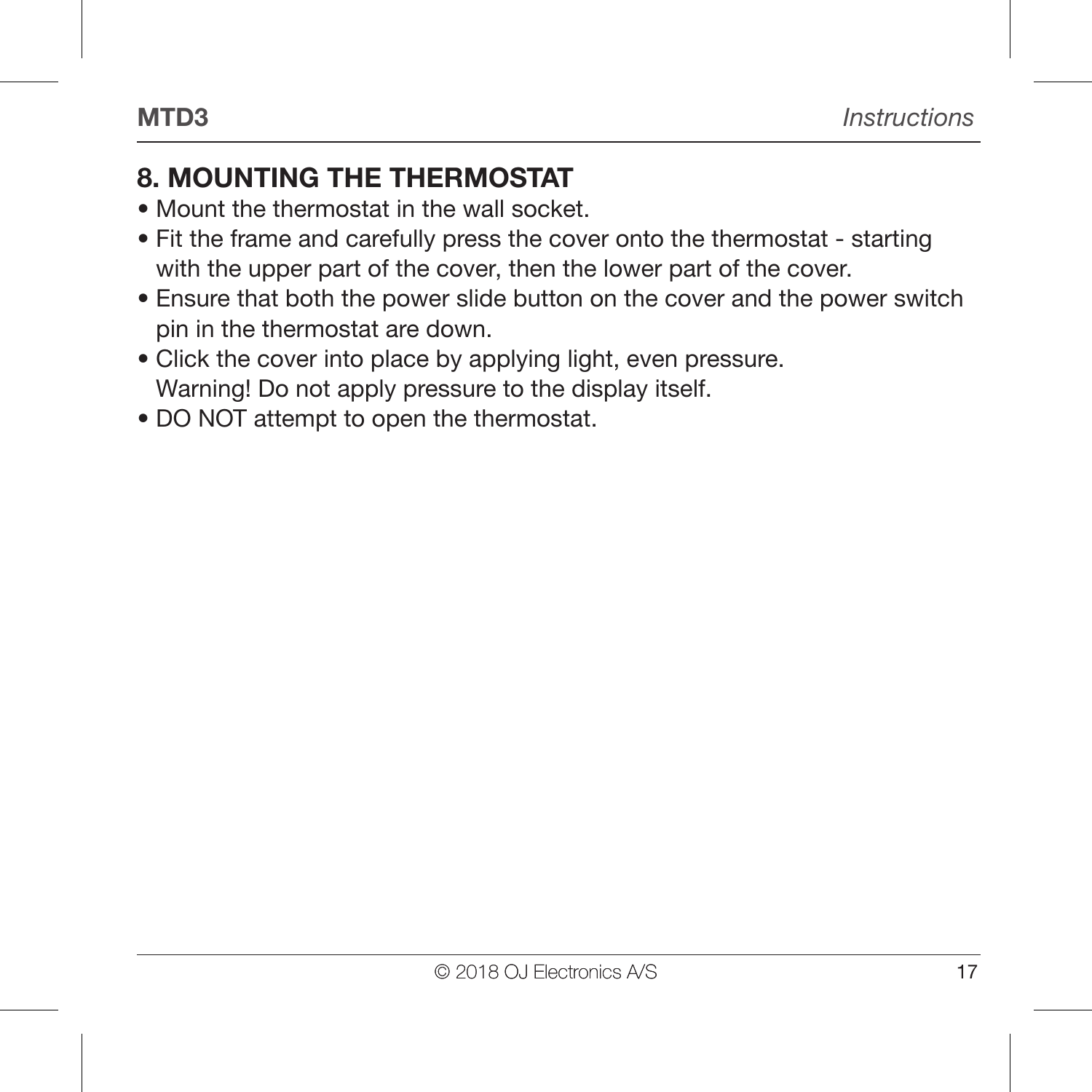## 8. MOUNTING THE THERMOSTAT

- Mount the thermostat in the wall socket.
- Fit the frame and carefully press the cover onto the thermostat - starting with the upper part of the cover, then the lower part of the cover.
- Ensure that both the power slide button on the cover and the power switch pin in the thermostat are down.
- Click the cover into place by applying light, even pressure.
  Warning! Do not apply pressure to the display itself.
- DO NOT attempt to open the thermostat.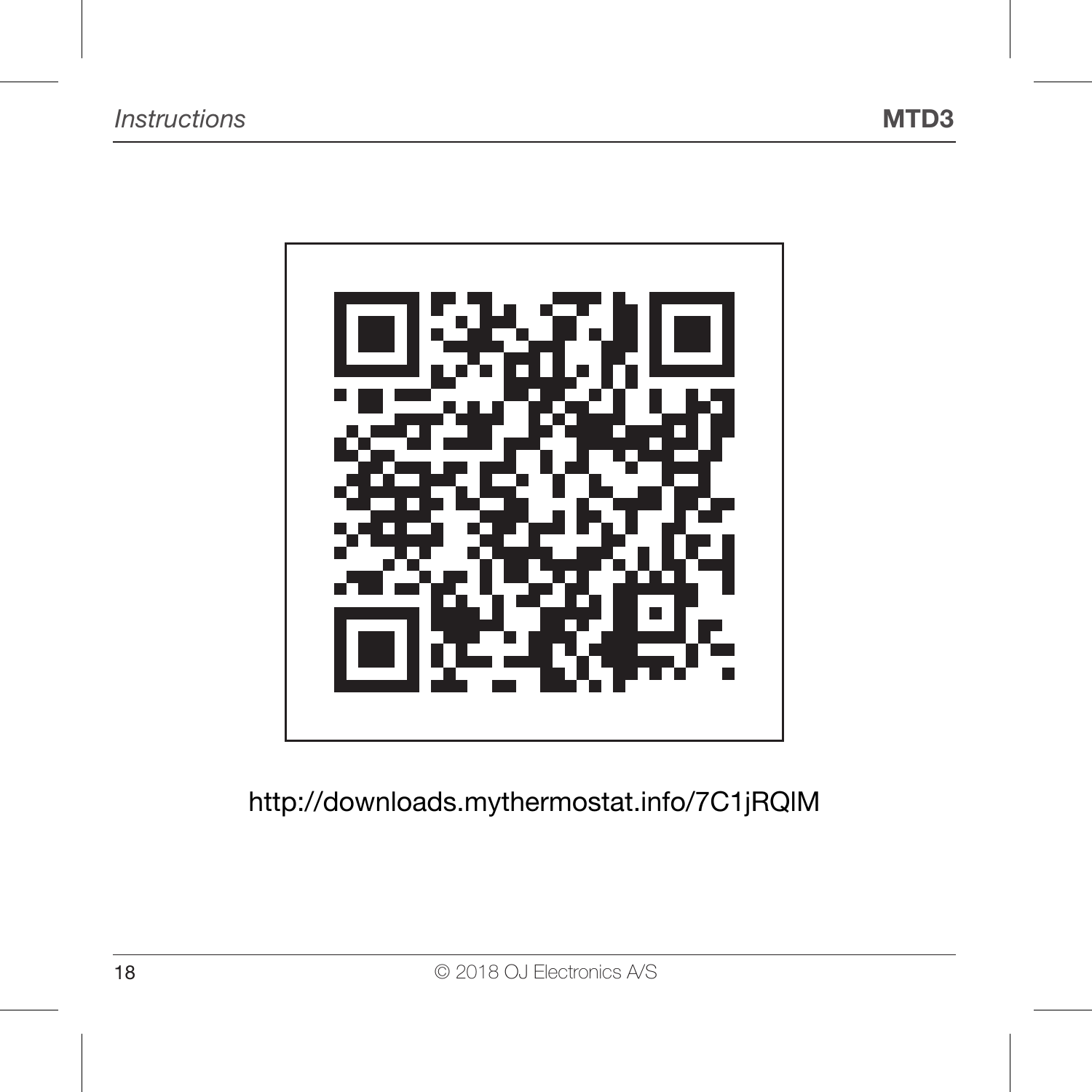http://downloads.mythermostat.info/7C1jRQIM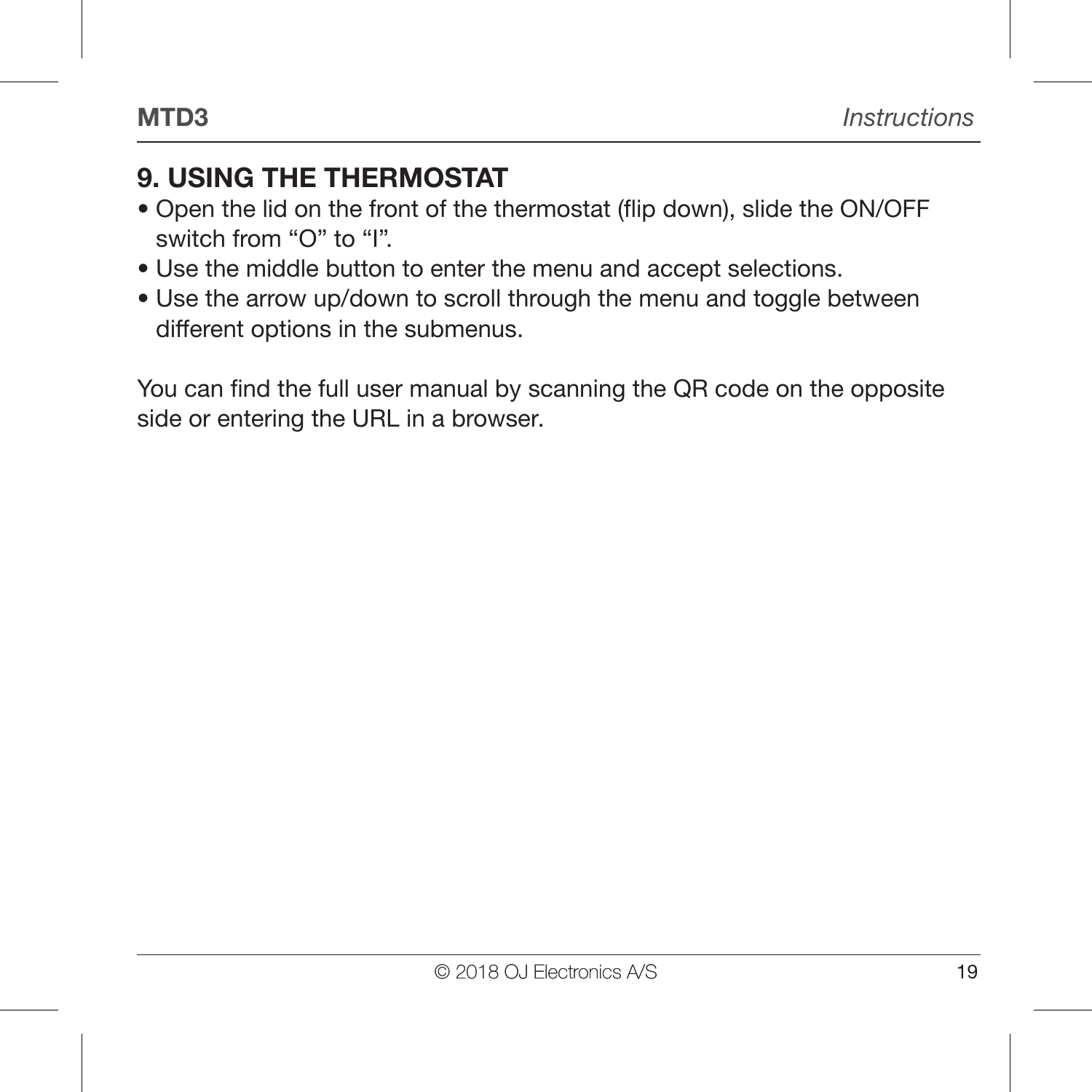## 9. USING THE THERMOSTAT

- Open the lid on the front of the thermostat (flip down), slide the ON/OFF switch from “O” to “I”.
- Use the middle button to enter the menu and accept selections.
- Use the arrow up/down to scroll through the menu and toggle between different options in the submenus.

You can find the full user manual by scanning the QR code on the opposite side or entering the URL in a browser.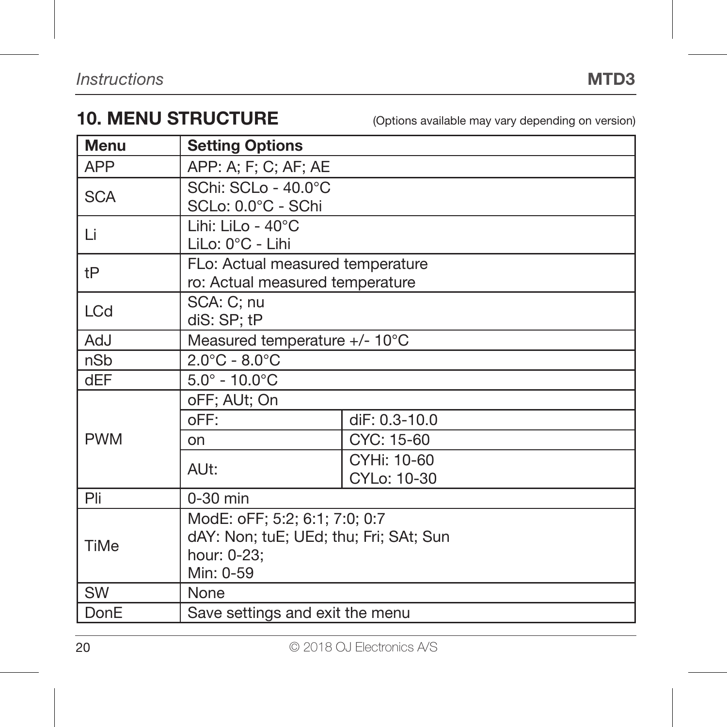## 10. MENU STRUCTURE

(Options available may vary depending on version)

| Menu | Setting Options | |
|---|---|---|
| APP | APP: A; F; C; AF; AE | |
| SCA | SChi: SCLo - 40.0°C<br>SCLo: 0.0°C - SChi | |
| Li | Lihi: LiLo - 40°C<br>LiLo: 0°C - Lihi | |
| tP | FLo: Actual measured temperature<br>ro: Actual measured temperature | |
| LCd | SCA: C; nu<br>diS: SP; tP | |
| AdJ | Measured temperature +/- 10°C | |
| nSb | 2.0°C - 8.0°C | |
| dEF | 5.0° - 10.0°C | |
| PWM | oFF; AUt; On | |
| | oFF: | diF: 0.3-10.0 |
| | on | CYC: 15-60 |
| | AUt: | CYHi: 10-60<br>CYLo: 10-30 |
| Pli | 0-30 min | |
| TiMe | ModE: oFF; 5:2; 6:1; 7:0; 0:7<br>dAY: Non; tuE; UEd; thu; Fri; SAt; Sun<br>hour: 0-23;<br>Min: 0-59 | |
| SW | None | |
| DonE | Save settings and exit the menu | |

© 2018 OJ Electronics A/S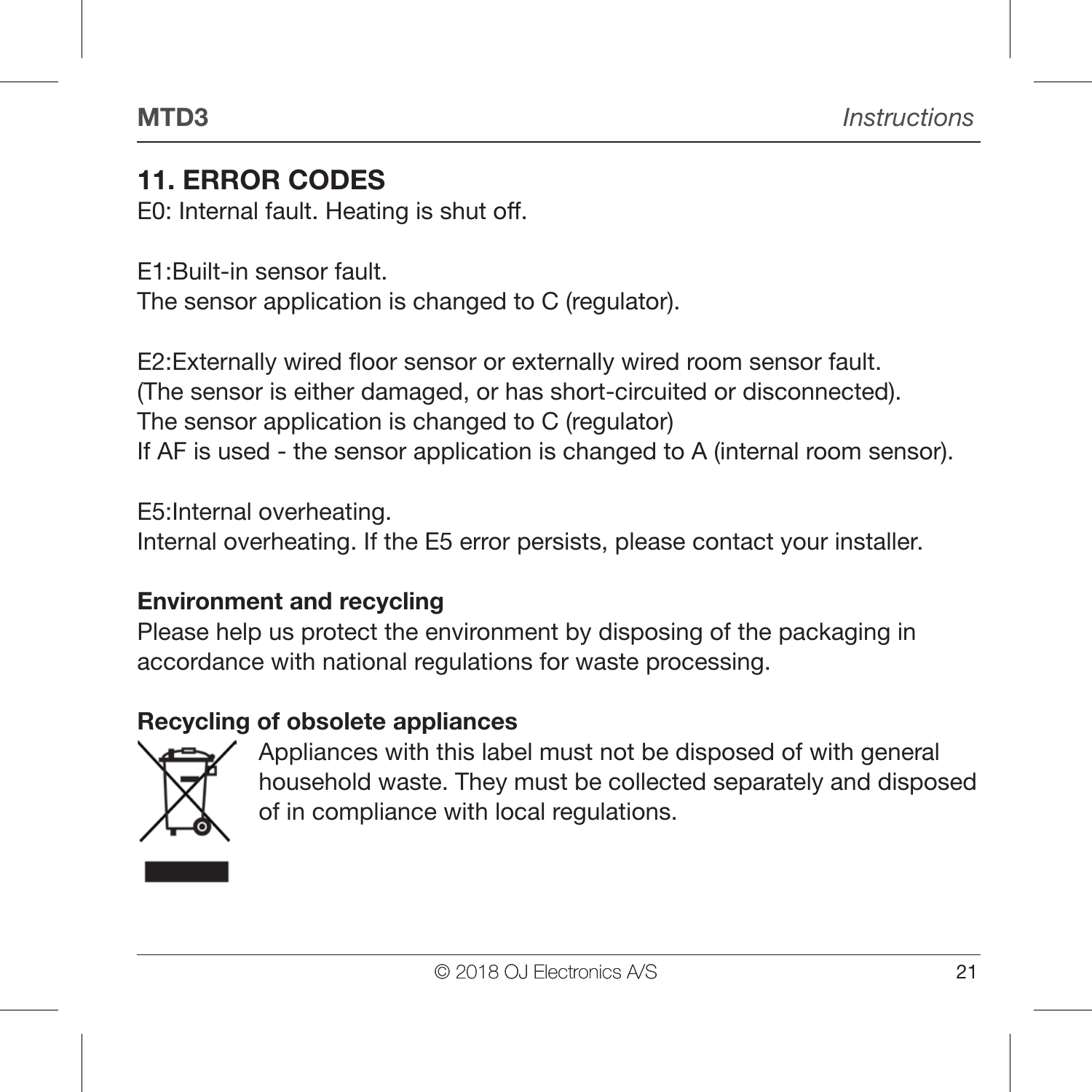## 11. ERROR CODES

E0: Internal fault. Heating is shut off.

E1:Built-in sensor fault.
The sensor application is changed to C (regulator).

E2:Externally wired floor sensor or externally wired room sensor fault.
(The sensor is either damaged, or has short-circuited or disconnected).
The sensor application is changed to C (regulator)
If AF is used - the sensor application is changed to A (internal room sensor).

E5:Internal overheating.
Internal overheating. If the E5 error persists, please contact your installer.

### Environment and recycling

Please help us protect the environment by disposing of the packaging in accordance with national regulations for waste processing.

### Recycling of obsolete appliances

Appliances with this label must not be disposed of with general household waste. They must be collected separately and disposed of in compliance with local regulations.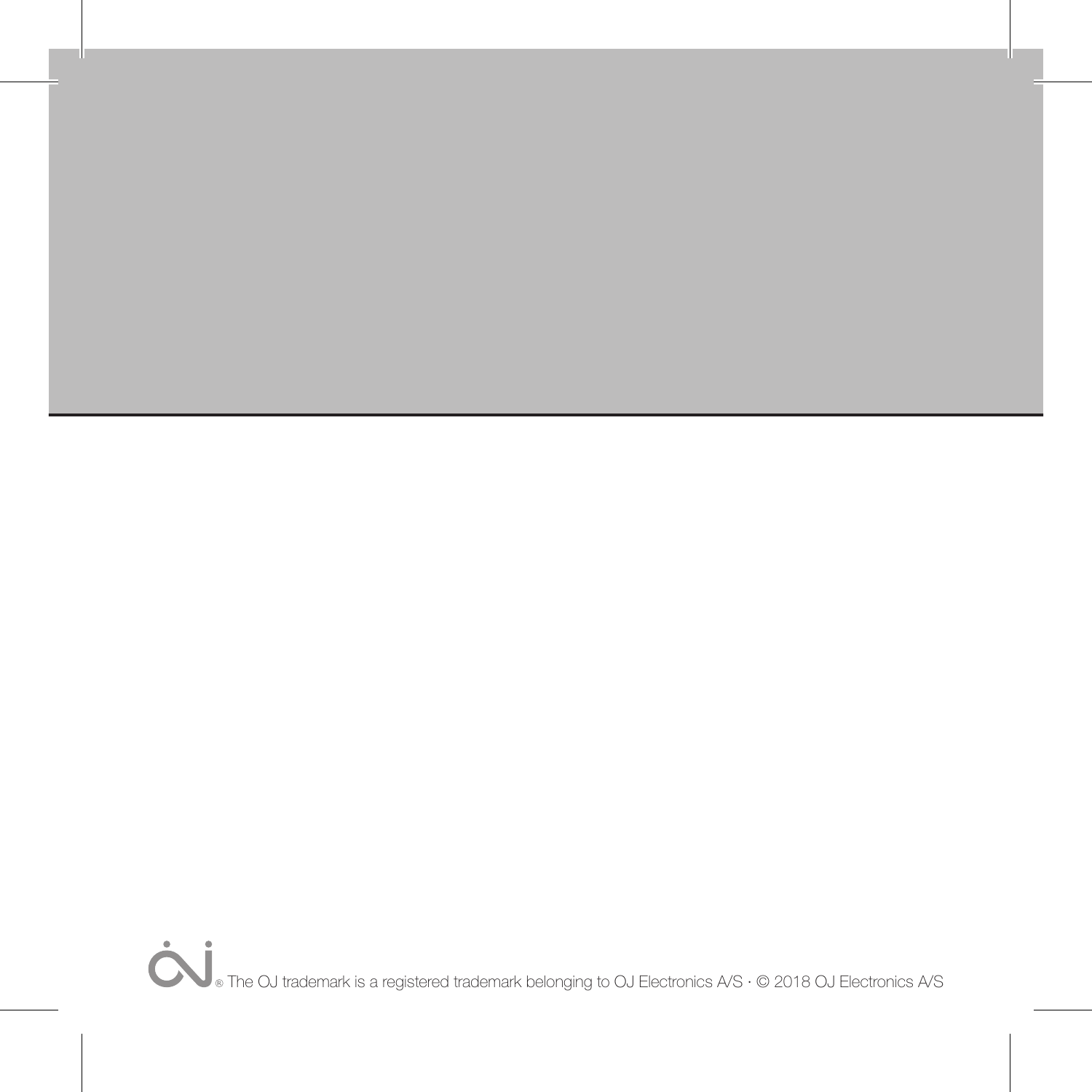® The OJ trademark is a registered trademark belonging to OJ Electronics A/S · © 2018 OJ Electronics A/S